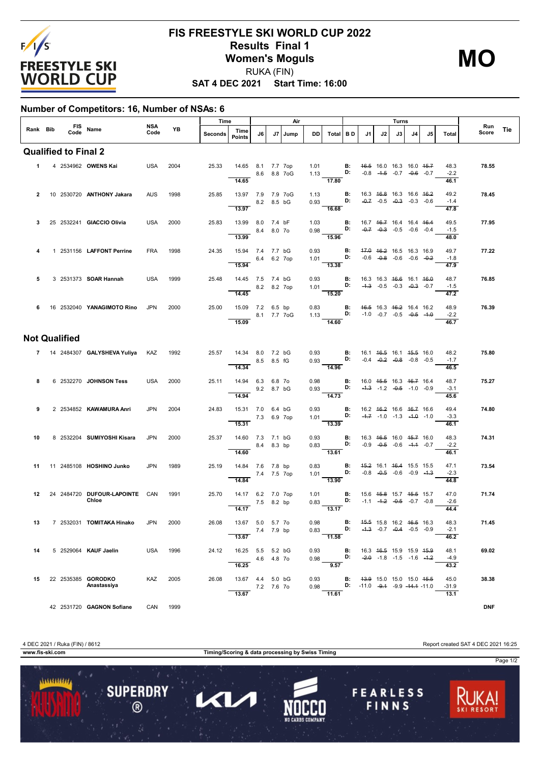# FIS FREESTYLE SKI WORLD CUP 2022

## Results Final 1

## Women's Moguls

RUKA (FIN)

**SAT 4 DEC 2021 Start Time: 16:00**

**MO**

### Number of Competitors: 16, Number of NSAs: 6

| Rank | Bib | FIS Code | Name | NSA Code | YB | Time Seconds | Time Points | Air J6 | Air J7 | Air Jump | Air DD | Air Total | B D | Turns J1 | Turns J2 | Turns J3 | Turns J4 | Turns J5 | Turns Total | Run Score | Tie |
|---|---|---|---|---|---|---|---|---|---|---|---|---|---|---|---|---|---|---|---|---|---|
| **Qualified to Final 2** | | | | | | | | | | | | | | | | | | | | | |
| 1 | 4 | 2534962 | **OWENS Kai** | USA | 2004 | 25.33 | 14.65 | 8.1 | 7.7 | 7op | 1.01 | | B: | ~~16.5~~ | 16.0 | 16.3 | 16.0 | ~~15.7~~ | 48.3 | **78.55** | |
| | | | | | | | | 8.6 | 8.8 | 7oG | 1.13 | | D: | -0.8 | ~~-1.5~~ | -0.7 | ~~-0.6~~ | -0.7 | -2.2 | | |
| | | | | | | | 14.65 | | | | | 17.80 | | | | | | | 46.1 | | |
| 2 | 10 | 2530720 | **ANTHONY Jakara** | AUS | 1998 | 25.85 | 13.97 | 7.9 | 7.9 | 7oG | 1.13 | | B: | 16.3 | ~~16.8~~ | 16.3 | 16.6 | ~~16.2~~ | 49.2 | **78.45** | |
| | | | | | | | | 8.2 | 8.5 | bG | 0.93 | | D: | ~~-0.7~~ | -0.5 | ~~-0.3~~ | -0.3 | -0.6 | -1.4 | | |
| | | | | | | | 13.97 | | | | | 16.68 | | | | | | | 47.8 | | |
| 3 | 25 | 2532241 | **GIACCIO Olivia** | USA | 2000 | 25.83 | 13.99 | 8.0 | 7.4 | bF | 1.03 | | B: | 16.7 | ~~16.7~~ | 16.4 | 16.4 | ~~16.4~~ | 49.5 | **77.95** | |
| | | | | | | | | 8.4 | 8.0 | 7o | 0.98 | | D: | ~~-0.7~~ | ~~-0.3~~ | -0.5 | -0.6 | -0.4 | -1.5 | | |
| | | | | | | | 13.99 | | | | | 15.96 | | | | | | | 48.0 | | |
| 4 | 1 | 2531156 | **LAFFONT Perrine** | FRA | 1998 | 24.35 | 15.94 | 7.4 | 7.7 | bG | 0.93 | | B: | ~~17.0~~ | ~~16.2~~ | 16.5 | 16.3 | 16.9 | 49.7 | **77.22** | |
| | | | | | | | | 6.4 | 6.2 | 7op | 1.01 | | D: | -0.6 | ~~-0.8~~ | -0.6 | -0.6 | ~~-0.2~~ | -1.8 | | |
| | | | | | | | 15.94 | | | | | 13.38 | | | | | | | 47.9 | | |
| 5 | 3 | 2531373 | **SOAR Hannah** | USA | 1999 | 25.48 | 14.45 | 7.5 | 7.4 | bG | 0.93 | | B: | 16.3 | 16.3 | ~~16.6~~ | 16.1 | ~~16.0~~ | 48.7 | **76.85** | |
| | | | | | | | | 8.2 | 8.2 | 7op | 1.01 | | D: | ~~-1.3~~ | -0.5 | -0.3 | ~~-0.3~~ | -0.7 | -1.5 | | |
| | | | | | | | 14.45 | | | | | 15.20 | | | | | | | 47.2 | | |
| 6 | 16 | 2532040 | **YANAGIMOTO Rino** | JPN | 2000 | 25.00 | 15.09 | 7.2 | 6.5 | bp | 0.83 | | B: | ~~16.5~~ | 16.3 | ~~16.2~~ | 16.4 | 16.2 | 48.9 | **76.39** | |
| | | | | | | | | 8.1 | 7.7 | 7oG | 1.13 | | D: | -1.0 | -0.7 | -0.5 | ~~-0.5~~ | ~~-1.0~~ | -2.2 | | |
| | | | | | | | 15.09 | | | | | 14.60 | | | | | | | 46.7 | | |
| **Not Qualified** | | | | | | | | | | | | | | | | | | | | | |
| 7 | 14 | 2484307 | **GALYSHEVA Yuliya** | KAZ | 1992 | 25.57 | 14.34 | 8.0 | 7.2 | bG | 0.93 | | B: | 16.1 | ~~16.5~~ | 16.1 | ~~15.5~~ | 16.0 | 48.2 | **75.80** | |
| | | | | | | | | 8.5 | 8.5 | fG | 0.93 | | D: | -0.4 | ~~-0.2~~ | ~~-0.8~~ | -0.8 | -0.5 | -1.7 | | |
| | | | | | | | 14.34 | | | | | 14.96 | | | | | | | 46.5 | | |
| 8 | 6 | 2532270 | **JOHNSON Tess** | USA | 2000 | 25.11 | 14.94 | 6.3 | 6.8 | 7o | 0.98 | | B: | 16.0 | ~~15.5~~ | 16.3 | ~~16.7~~ | 16.4 | 48.7 | **75.27** | |
| | | | | | | | | 9.2 | 8.7 | bG | 0.93 | | D: | ~~-1.3~~ | -1.2 | ~~-0.5~~ | -1.0 | -0.9 | -3.1 | | |
| | | | | | | | 14.94 | | | | | 14.73 | | | | | | | 45.6 | | |
| 9 | 2 | 2534852 | **KAWAMURA Anri** | JPN | 2004 | 24.83 | 15.31 | 7.0 | 6.4 | bG | 0.93 | | B: | 16.2 | ~~16.2~~ | 16.6 | ~~16.7~~ | 16.6 | 49.4 | **74.80** | |
| | | | | | | | | 7.3 | 6.9 | 7op | 1.01 | | D: | ~~-1.7~~ | -1.0 | -1.3 | ~~-1.0~~ | -1.0 | -3.3 | | |
| | | | | | | | 15.31 | | | | | 13.39 | | | | | | | 46.1 | | |
| 10 | 8 | 2532204 | **SUMIYOSHI Kisara** | JPN | 2000 | 25.37 | 14.60 | 7.3 | 7.1 | bG | 0.93 | | B: | 16.3 | ~~16.5~~ | 16.0 | ~~15.7~~ | 16.0 | 48.3 | **74.31** | |
| | | | | | | | | 8.4 | 8.3 | bp | 0.83 | | D: | -0.9 | ~~-0.5~~ | -0.6 | ~~-1.1~~ | -0.7 | -2.2 | | |
| | | | | | | | 14.60 | | | | | 13.61 | | | | | | | 46.1 | | |
| 11 | 11 | 2485108 | **HOSHINO Junko** | JPN | 1989 | 25.19 | 14.84 | 7.6 | 7.8 | bp | 0.83 | | B: | ~~15.2~~ | 16.1 | ~~16.4~~ | 15.5 | 15.5 | 47.1 | **73.54** | |
| | | | | | | | | 7.4 | 7.5 | 7op | 1.01 | | D: | -0.8 | ~~-0.5~~ | -0.6 | -0.9 | ~~-1.3~~ | -2.3 | | |
| | | | | | | | 14.84 | | | | | 13.90 | | | | | | | 44.8 | | |
| 12 | 24 | 2484720 | **DUFOUR-LAPOINTE Chloe** | CAN | 1991 | 25.70 | 14.17 | 6.2 | 7.0 | 7op | 1.01 | | B: | 15.6 | ~~15.8~~ | 15.7 | ~~15.5~~ | 15.7 | 47.0 | **71.74** | |
| | | | | | | | | 7.5 | 8.2 | bp | 0.83 | | D: | -1.1 | ~~-1.2~~ | ~~-0.5~~ | -0.7 | -0.8 | -2.6 | | |
| | | | | | | | 14.17 | | | | | 13.17 | | | | | | | 44.4 | | |
| 13 | 7 | 2532031 | **TOMITAKA Hinako** | JPN | 2000 | 26.08 | 13.67 | 5.0 | 5.7 | 7o | 0.98 | | B: | ~~15.5~~ | 15.8 | 16.2 | ~~16.5~~ | 16.3 | 48.3 | **71.45** | |
| | | | | | | | | 7.4 | 7.9 | bp | 0.83 | | D: | ~~-1.3~~ | -0.7 | ~~-0.4~~ | -0.5 | -0.9 | -2.1 | | |
| | | | | | | | 13.67 | | | | | 11.58 | | | | | | | 46.2 | | |
| 14 | 5 | 2529064 | **KAUF Jaelin** | USA | 1996 | 24.12 | 16.25 | 5.5 | 5.2 | bG | 0.93 | | B: | 16.3 | ~~16.5~~ | 15.9 | 15.9 | ~~15.9~~ | 48.1 | **69.02** | |
| | | | | | | | | 4.6 | 4.8 | 7o | 0.98 | | D: | ~~-2.0~~ | -1.8 | -1.5 | -1.6 | ~~-1.2~~ | -4.9 | | |
| | | | | | | | 16.25 | | | | | 9.57 | | | | | | | 43.2 | | |
| 15 | 22 | 2535385 | **GORODKO Anastassiya** | KAZ | 2005 | 26.08 | 13.67 | 4.4 | 5.0 | bG | 0.93 | | B: | ~~13.9~~ | 15.0 | 15.0 | 15.0 | ~~15.5~~ | 45.0 | **38.38** | |
| | | | | | | | | 7.2 | 7.6 | 7o | 0.98 | | D: | -11.0 | ~~-9.1~~ | -9.9 | ~~-11.1~~ | -11.0 | -31.9 | | |
| | | | | | | | 13.67 | | | | | 11.61 | | | | | | | 13.1 | | |
| | 42 | 2531720 | **GAGNON Sofiane** | CAN | 1999 | | | | | | | | | | | | | | | **DNF** | |

4 DEC 2021 / Ruka (FIN) / 8612

Report created SAT 4 DEC 2021 16:25

www.fis-ski.com

Timing/Scoring & data processing by Swiss Timing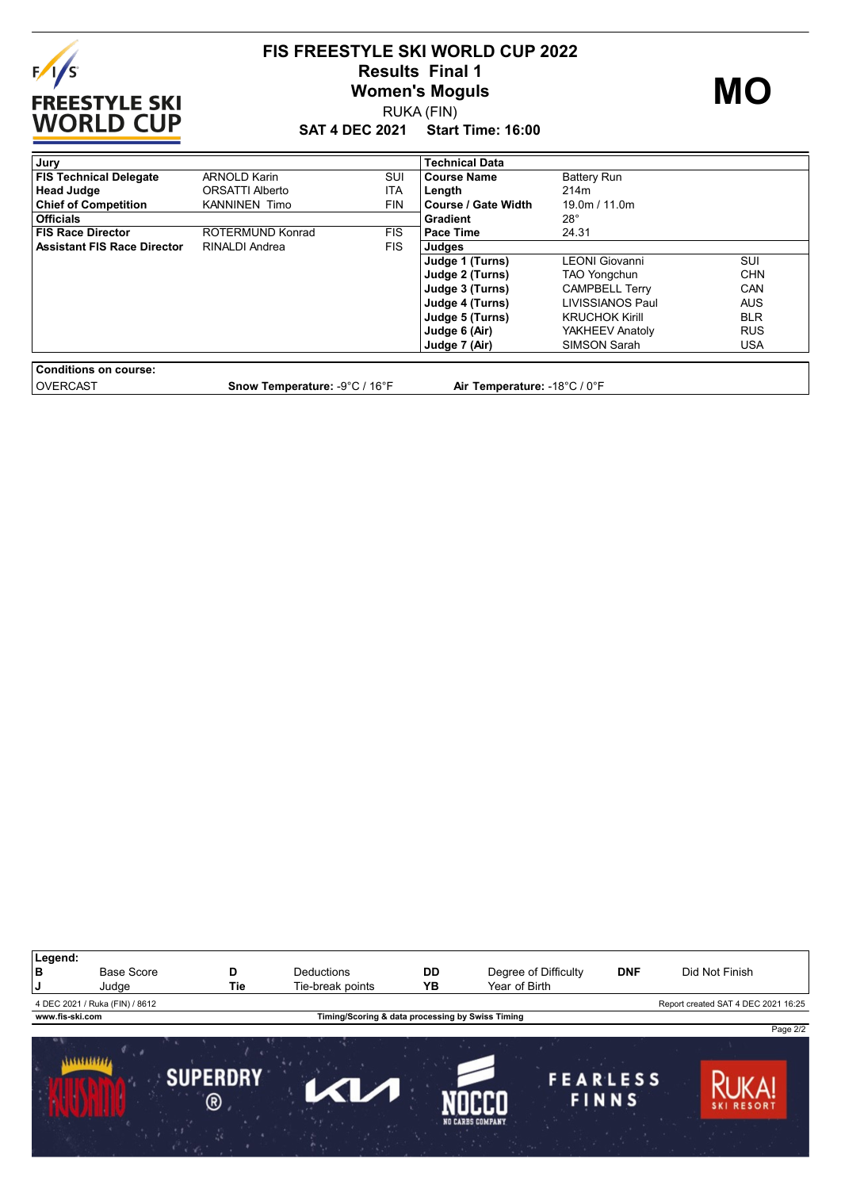# FIS FREESTYLE SKI WORLD CUP 2022

## Results Final 1

## Women's Moguls

RUKA (FIN)

**SAT 4 DEC 2021 Start Time: 16:00**

**MO**

| Jury | | |
|---|---|---|
| **FIS Technical Delegate** | ARNOLD Karin | SUI |
| **Head Judge** | ORSATTI Alberto | ITA |
| **Chief of Competition** | KANNINEN Timo | FIN |
| **Officials** | | |
| **FIS Race Director** | ROTERMUND Konrad | FIS |
| **Assistant FIS Race Director** | RINALDI Andrea | FIS |

| Technical Data | | |
|---|---|---|
| **Course Name** | Battery Run | |
| **Length** | 214m | |
| **Course / Gate Width** | 19.0m / 11.0m | |
| **Gradient** | 28° | |
| **Pace Time** | 24.31 | |
| **Judges** | | |
| **Judge 1 (Turns)** | LEONI Giovanni | SUI |
| **Judge 2 (Turns)** | TAO Yongchun | CHN |
| **Judge 3 (Turns)** | CAMPBELL Terry | CAN |
| **Judge 4 (Turns)** | LIVISSIANOS Paul | AUS |
| **Judge 5 (Turns)** | KRUCHOK Kirill | BLR |
| **Judge 6 (Air)** | YAKHEEV Anatoly | RUS |
| **Judge 7 (Air)** | SIMSON Sarah | USA |

**Conditions on course:**

OVERCAST **Snow Temperature: -9°C / 16°F** **Air Temperature: -18°C / 0°F**

**Legend:**

| | | | | | | | |
|---|---|---|---|---|---|---|---|
| **B** | Base Score | **D** | Deductions | **DD** | Degree of Difficulty | **DNF** | Did Not Finish |
| **J** | Judge | **Tie** | Tie-break points | **YB** | Year of Birth | | |

4 DEC 2021 / Ruka (FIN) / 8612 Report created SAT 4 DEC 2021 16:25

www.fis-ski.com **Timing/Scoring & data processing by Swiss Timing**